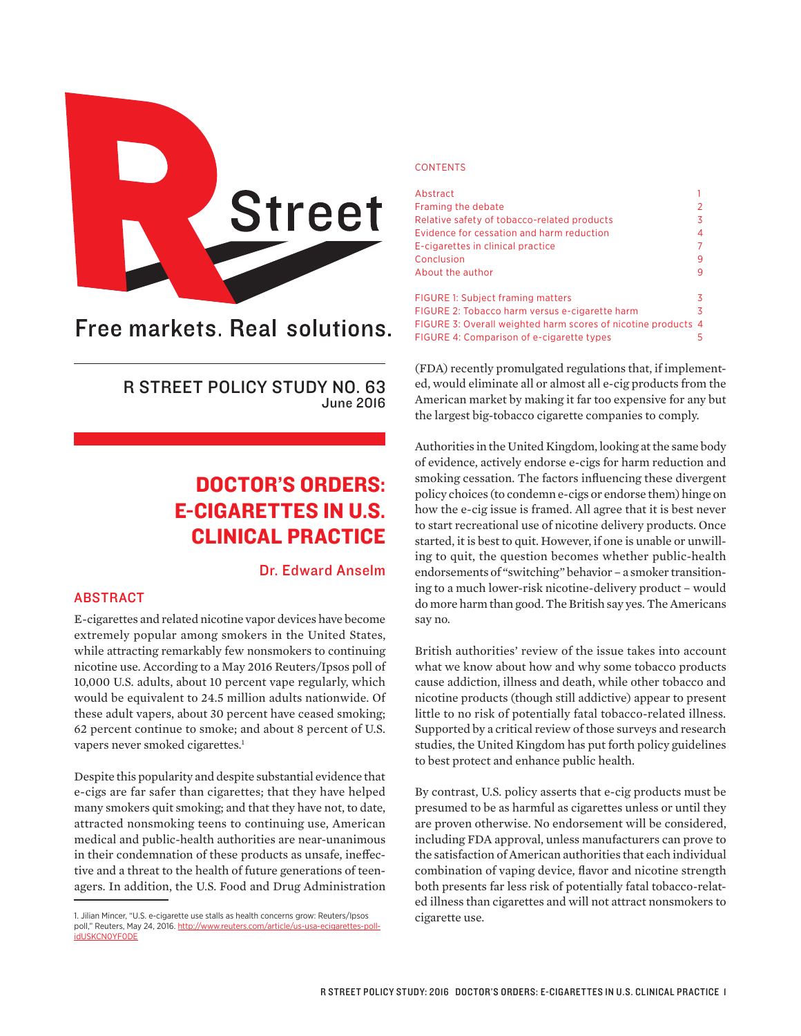Free markets. Real solutions.

R STREET POLICY STUDY NO. 63
June 2016

# DOCTOR'S ORDERS: E-CIGARETTES IN U.S. CLINICAL PRACTICE

Dr. Edward Anselm

## ABSTRACT

E-cigarettes and related nicotine vapor devices have become extremely popular among smokers in the United States, while attracting remarkably few nonsmokers to continuing nicotine use. According to a May 2016 Reuters/Ipsos poll of 10,000 U.S. adults, about 10 percent vape regularly, which would be equivalent to 24.5 million adults nationwide. Of these adult vapers, about 30 percent have ceased smoking; 62 percent continue to smoke; and about 8 percent of U.S. vapers never smoked cigarettes.[1]

Despite this popularity and despite substantial evidence that e-cigs are far safer than cigarettes; that they have helped many smokers quit smoking; and that they have not, to date, attracted nonsmoking teens to continuing use, American medical and public-health authorities are near-unanimous in their condemnation of these products as unsafe, ineffective and a threat to the health of future generations of teenagers. In addition, the U.S. Food and Drug Administration (FDA) recently promulgated regulations that, if implemented, would eliminate all or almost all e-cig products from the American market by making it far too expensive for any but the largest big-tobacco cigarette companies to comply.

Authorities in the United Kingdom, looking at the same body of evidence, actively endorse e-cigs for harm reduction and smoking cessation. The factors influencing these divergent policy choices (to condemn e-cigs or endorse them) hinge on how the e-cig issue is framed. All agree that it is best never to start recreational use of nicotine delivery products. Once started, it is best to quit. However, if one is unable or unwilling to quit, the question becomes whether public-health endorsements of "switching" behavior – a smoker transitioning to a much lower-risk nicotine-delivery product – would do more harm than good. The British say yes. The Americans say no.

British authorities' review of the issue takes into account what we know about how and why some tobacco products cause addiction, illness and death, while other tobacco and nicotine products (though still addictive) appear to present little to no risk of potentially fatal tobacco-related illness. Supported by a critical review of those surveys and research studies, the United Kingdom has put forth policy guidelines to best protect and enhance public health.

By contrast, U.S. policy asserts that e-cig products must be presumed to be as harmful as cigarettes unless or until they are proven otherwise. No endorsement will be considered, including FDA approval, unless manufacturers can prove to the satisfaction of American authorities that each individual combination of vaping device, flavor and nicotine strength both presents far less risk of potentially fatal tobacco-related illness than cigarettes and will not attract nonsmokers to cigarette use.

1. Jilian Mincer, "U.S. e-cigarette use stalls as health concerns grow: Reuters/Ipsos poll," Reuters, May 24, 2016. http://www.reuters.com/article/us-usa-ecigarettes-poll-idUSKCN0YF0DE

CONTENTS

| | |
|---|---|
| Abstract | 1 |
| Framing the debate | 2 |
| Relative safety of tobacco-related products | 3 |
| Evidence for cessation and harm reduction | 4 |
| E-cigarettes in clinical practice | 7 |
| Conclusion | 9 |
| About the author | 9 |
| FIGURE 1: Subject framing matters | 3 |
| FIGURE 2: Tobacco harm versus e-cigarette harm | 3 |
| FIGURE 3: Overall weighted harm scores of nicotine products | 4 |
| FIGURE 4: Comparison of e-cigarette types | 5 |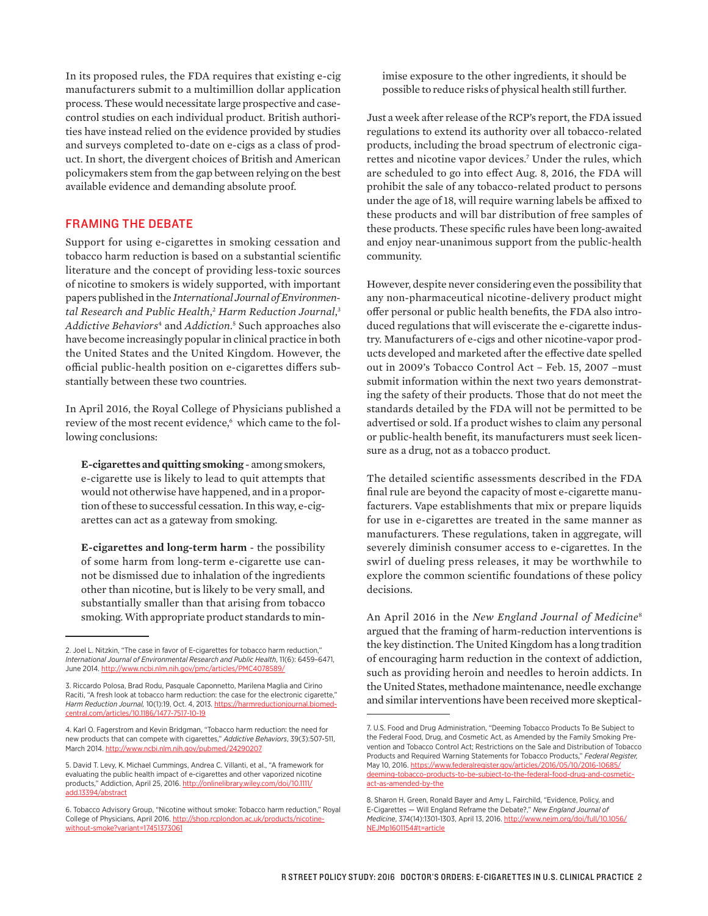In its proposed rules, the FDA requires that existing e-cig manufacturers submit to a multimillion dollar application process. These would necessitate large prospective and case-control studies on each individual product. British authorities have instead relied on the evidence provided by studies and surveys completed to-date on e-cigs as a class of product. In short, the divergent choices of British and American policymakers stem from the gap between relying on the best available evidence and demanding absolute proof.

## FRAMING THE DEBATE

Support for using e-cigarettes in smoking cessation and tobacco harm reduction is based on a substantial scientific literature and the concept of providing less-toxic sources of nicotine to smokers is widely supported, with important papers published in the *International Journal of Environmental Research and Public Health*,[2] *Harm Reduction Journal*,[3] *Addictive Behaviors*[4] and *Addiction*.[5] Such approaches also have become increasingly popular in clinical practice in both the United States and the United Kingdom. However, the official public-health position on e-cigarettes differs substantially between these two countries.

In April 2016, the Royal College of Physicians published a review of the most recent evidence,[6] which came to the following conclusions:

> **E-cigarettes and quitting smoking** - among smokers, e-cigarette use is likely to lead to quit attempts that would not otherwise have happened, and in a proportion of these to successful cessation. In this way, e-cigarettes can act as a gateway from smoking.
>
> **E-cigarettes and long-term harm** - the possibility of some harm from long-term e-cigarette use cannot be dismissed due to inhalation of the ingredients other than nicotine, but is likely to be very small, and substantially smaller than that arising from tobacco smoking. With appropriate product standards to minimise exposure to the other ingredients, it should be possible to reduce risks of physical health still further.

Just a week after release of the RCP's report, the FDA issued regulations to extend its authority over all tobacco-related products, including the broad spectrum of electronic cigarettes and nicotine vapor devices.[7] Under the rules, which are scheduled to go into effect Aug. 8, 2016, the FDA will prohibit the sale of any tobacco-related product to persons under the age of 18, will require warning labels be affixed to these products and will bar distribution of free samples of these products. These specific rules have been long-awaited and enjoy near-unanimous support from the public-health community.

However, despite never considering even the possibility that any non-pharmaceutical nicotine-delivery product might offer personal or public health benefits, the FDA also introduced regulations that will eviscerate the e-cigarette industry. Manufacturers of e-cigs and other nicotine-vapor products developed and marketed after the effective date spelled out in 2009's Tobacco Control Act – Feb. 15, 2007 –must submit information within the next two years demonstrating the safety of their products. Those that do not meet the standards detailed by the FDA will not be permitted to be advertised or sold. If a product wishes to claim any personal or public-health benefit, its manufacturers must seek licensure as a drug, not as a tobacco product.

The detailed scientific assessments described in the FDA final rule are beyond the capacity of most e-cigarette manufacturers. Vape establishments that mix or prepare liquids for use in e-cigarettes are treated in the same manner as manufacturers. These regulations, taken in aggregate, will severely diminish consumer access to e-cigarettes. In the swirl of dueling press releases, it may be worthwhile to explore the common scientific foundations of these policy decisions.

An April 2016 in the *New England Journal of Medicine*[8] argued that the framing of harm-reduction interventions is the key distinction. The United Kingdom has a long tradition of encouraging harm reduction in the context of addiction, such as providing heroin and needles to heroin addicts. In the United States, methadone maintenance, needle exchange and similar interventions have been received more skeptical-

---

2. Joel L. Nitzkin, "The case in favor of E-cigarettes for tobacco harm reduction," *International Journal of Environmental Research and Public Health*, 11(6): 6459–6471, June 2014. http://www.ncbi.nlm.nih.gov/pmc/articles/PMC4078589/

3. Riccardo Polosa, Brad Rodu, Pasquale Caponnetto, Marilena Maglia and Cirino Raciti, "A fresh look at tobacco harm reduction: the case for the electronic cigarette," *Harm Reduction Journal,* 10(1):19, Oct. 4, 2013. https://harmreductionjournal.biomedcentral.com/articles/10.1186/1477-7517-10-19

4. Karl O. Fagerstrom and Kevin Bridgman, "Tobacco harm reduction: the need for new products that can compete with cigarettes," *Addictive Behaviors*, 39(3):507-511, March 2014. http://www.ncbi.nlm.nih.gov/pubmed/24290207

5. David T. Levy, K. Michael Cummings, Andrea C. Villanti, et al., "A framework for evaluating the public health impact of e-cigarettes and other vaporized nicotine products," Addiction, April 25, 2016. http://onlinelibrary.wiley.com/doi/10.1111/add.13394/abstract

6. Tobacco Advisory Group, "Nicotine without smoke: Tobacco harm reduction," Royal College of Physicians, April 2016. http://shop.rcplondon.ac.uk/products/nicotine-without-smoke?variant=17451373061

7. U.S. Food and Drug Administration, "Deeming Tobacco Products To Be Subject to the Federal Food, Drug, and Cosmetic Act, as Amended by the Family Smoking Prevention and Tobacco Control Act; Restrictions on the Sale and Distribution of Tobacco Products and Required Warning Statements for Tobacco Products," *Federal Register,* May 10, 2016. https://www.federalregister.gov/articles/2016/05/10/2016-10685/deeming-tobacco-products-to-be-subject-to-the-federal-food-drug-and-cosmetic-act-as-amended-by-the

8. Sharon H. Green, Ronald Bayer and Amy L. Fairchild, "Evidence, Policy, and E-Cigarettes — Will England Reframe the Debate?," *New England Journal of Medicine*, 374(14):1301-1303, April 13, 2016. http://www.nejm.org/doi/full/10.1056/NEJMp1601154#t=article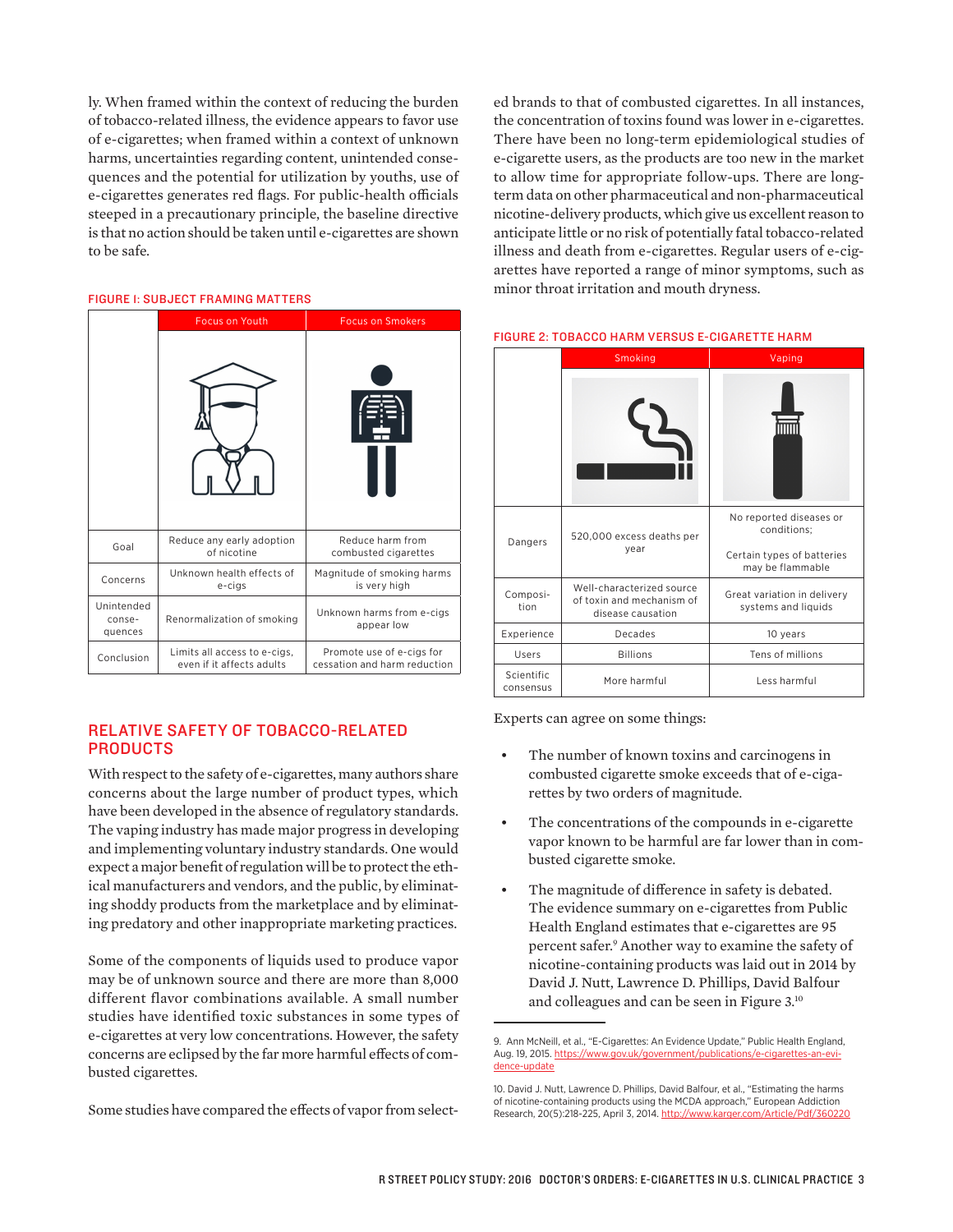ly. When framed within the context of reducing the burden of tobacco-related illness, the evidence appears to favor use of e-cigarettes; when framed within a context of unknown harms, uncertainties regarding content, unintended consequences and the potential for utilization by youths, use of e-cigarettes generates red flags. For public-health officials steeped in a precautionary principle, the baseline directive is that no action should be taken until e-cigarettes are shown to be safe.

**FIGURE 1: SUBJECT FRAMING MATTERS**

| | Focus on Youth | Focus on Smokers |
|---|---|---|
| Goal | Reduce any early adoption of nicotine | Reduce harm from combusted cigarettes |
| Concerns | Unknown health effects of e-cigs | Magnitude of smoking harms is very high |
| Unintended consequences | Renormalization of smoking | Unknown harms from e-cigs appear low |
| Conclusion | Limits all access to e-cigs, even if it affects adults | Promote use of e-cigs for cessation and harm reduction |

## RELATIVE SAFETY OF TOBACCO-RELATED PRODUCTS

With respect to the safety of e-cigarettes, many authors share concerns about the large number of product types, which have been developed in the absence of regulatory standards. The vaping industry has made major progress in developing and implementing voluntary industry standards. One would expect a major benefit of regulation will be to protect the ethical manufacturers and vendors, and the public, by eliminating shoddy products from the marketplace and by eliminating predatory and other inappropriate marketing practices.

Some of the components of liquids used to produce vapor may be of unknown source and there are more than 8,000 different flavor combinations available. A small number studies have identified toxic substances in some types of e-cigarettes at very low concentrations. However, the safety concerns are eclipsed by the far more harmful effects of combusted cigarettes.

Some studies have compared the effects of vapor from selected brands to that of combusted cigarettes. In all instances, the concentration of toxins found was lower in e-cigarettes. There have been no long-term epidemiological studies of e-cigarette users, as the products are too new in the market to allow time for appropriate follow-ups. There are long-term data on other pharmaceutical and non-pharmaceutical nicotine-delivery products, which give us excellent reason to anticipate little or no risk of potentially fatal tobacco-related illness and death from e-cigarettes. Regular users of e-cigarettes have reported a range of minor symptoms, such as minor throat irritation and mouth dryness.

**FIGURE 2: TOBACCO HARM VERSUS E-CIGARETTE HARM**

| | Smoking | Vaping |
|---|---|---|
| Dangers | 520,000 excess deaths per year | No reported diseases or conditions; Certain types of batteries may be flammable |
| Composition | Well-characterized source of toxin and mechanism of disease causation | Great variation in delivery systems and liquids |
| Experience | Decades | 10 years |
| Users | Billions | Tens of millions |
| Scientific consensus | More harmful | Less harmful |

Experts can agree on some things:

- The number of known toxins and carcinogens in combusted cigarette smoke exceeds that of e-cigarettes by two orders of magnitude.
- The concentrations of the compounds in e-cigarette vapor known to be harmful are far lower than in combusted cigarette smoke.
- The magnitude of difference in safety is debated. The evidence summary on e-cigarettes from Public Health England estimates that e-cigarettes are 95 percent safer.[9] Another way to examine the safety of nicotine-containing products was laid out in 2014 by David J. Nutt, Lawrence D. Phillips, David Balfour and colleagues and can be seen in Figure 3.[10]

9. Ann McNeill, et al., "E-Cigarettes: An Evidence Update," Public Health England, Aug. 19, 2015. https://www.gov.uk/government/publications/e-cigarettes-an-evidence-update

10. David J. Nutt, Lawrence D. Phillips, David Balfour, et al., "Estimating the harms of nicotine-containing products using the MCDA approach," European Addiction Research, 20(5):218-225, April 3, 2014. http://www.karger.com/Article/Pdf/360220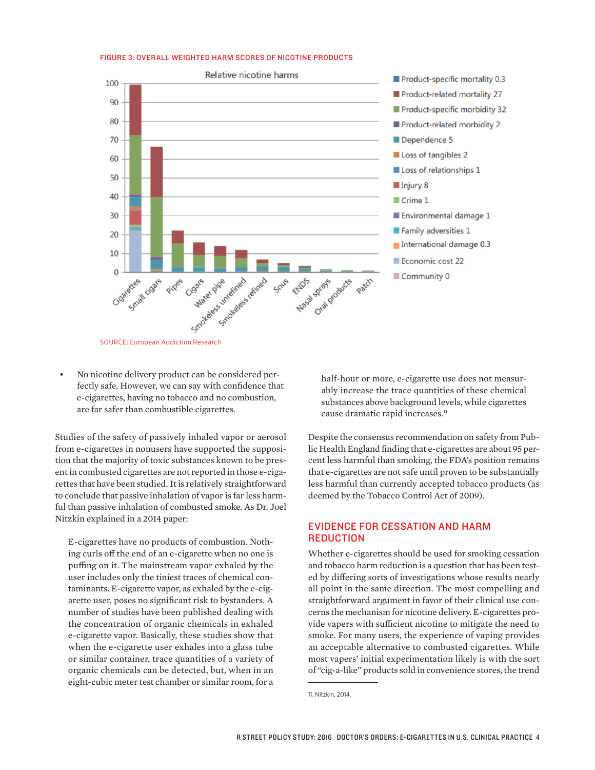FIGURE 3: OVERALL WEIGHTED HARM SCORES OF NICOTINE PRODUCTS

Relative nicotine harms

100
90
80
70
60
50
40
30
20
10
0

Cigarettes
Small cigars
Pipes
Cigars
Water pipe
Smokeless unrefined
Smokeless refined
Snus
ENDS
Nasal sprays
Oral products
Patch

Product-specific mortality 0.3
Product-related mortality 27
Product-specific morbidity 32
Product-related morbidity 2
Dependence 5
Loss of tangibles 2
Loss of relationships 1
Injury 8
Crime 1
Environmental damage 1
Family adversities 1
International damage 0.3
Economic cost 22
Community 0

SOURCE: European Addiction Research

- No nicotine delivery product can be considered perfectly safe. However, we can say with confidence that e-cigarettes, having no tobacco and no combustion, are far safer than combustible cigarettes.

Studies of the safety of passively inhaled vapor or aerosol from e-cigarettes in nonusers have supported the supposition that the majority of toxic substances known to be present in combusted cigarettes are not reported in those e-cigarettes that have been studied. It is relatively straightforward to conclude that passive inhalation of vapor is far less harmful than passive inhalation of combusted smoke. As Dr. Joel Nitzkin explained in a 2014 paper:

> E-cigarettes have no products of combustion. Nothing curls off the end of an e-cigarette when no one is puffing on it. The mainstream vapor exhaled by the user includes only the tiniest traces of chemical contaminants. E-cigarette vapor, as exhaled by the e-cigarette user, poses no significant risk to bystanders. A number of studies have been published dealing with the concentration of organic chemicals in exhaled e-cigarette vapor. Basically, these studies show that when the e-cigarette user exhales into a glass tube or similar container, trace quantities of a variety of organic chemicals can be detected, but, when in an eight-cubic meter test chamber or similar room, for a half-hour or more, e-cigarette use does not measurably increase the trace quantities of these chemical substances above background levels, while cigarettes cause dramatic rapid increases.[11]

Despite the consensus recommendation on safety from Public Health England finding that e-cigarettes are about 95 percent less harmful than smoking, the FDA's position remains that e-cigarettes are not safe until proven to be substantially less harmful than currently accepted tobacco products (as deemed by the Tobacco Control Act of 2009).

## EVIDENCE FOR CESSATION AND HARM REDUCTION

Whether e-cigarettes should be used for smoking cessation and tobacco harm reduction is a question that has been tested by differing sorts of investigations whose results nearly all point in the same direction. The most compelling and straightforward argument in favor of their clinical use concerns the mechanism for nicotine delivery. E-cigarettes provide vapers with sufficient nicotine to mitigate the need to smoke. For many users, the experience of vaping provides an acceptable alternative to combusted cigarettes. While most vapers' initial experimentation likely is with the sort of "cig-a-like" products sold in convenience stores, the trend

11. Nitzkin, 2014.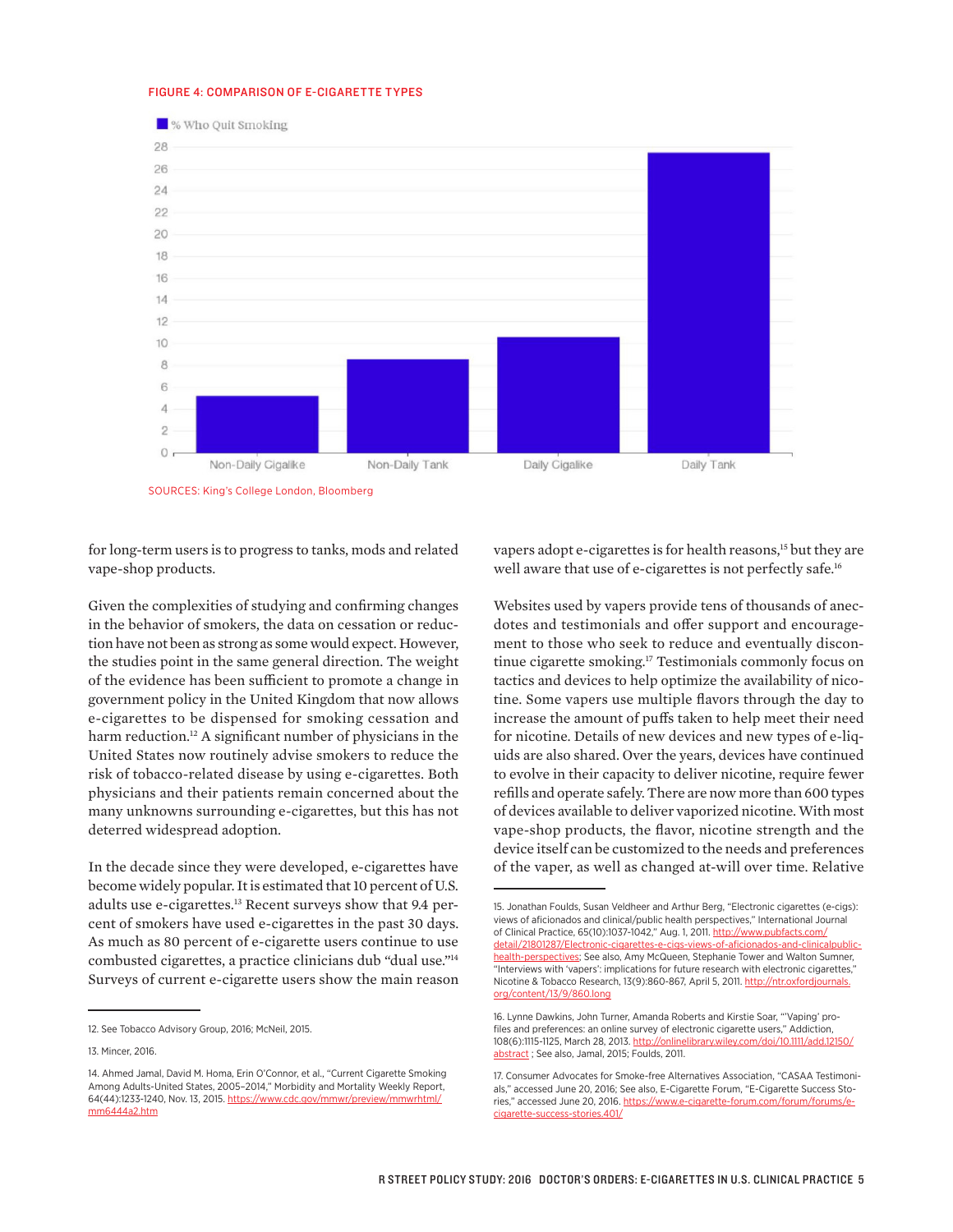FIGURE 4: COMPARISON OF E-CIGARETTE TYPES

% Who Quit Smoking

28
26
24
22
20
18
16
14
12
10
8
6
4
2
0

Non-Daily Cigalike
Non-Daily Tank
Daily Cigalike
Daily Tank

SOURCES: King's College London, Bloomberg

for long-term users is to progress to tanks, mods and related vape-shop products.

Given the complexities of studying and confirming changes in the behavior of smokers, the data on cessation or reduction have not been as strong as some would expect. However, the studies point in the same general direction. The weight of the evidence has been sufficient to promote a change in government policy in the United Kingdom that now allows e-cigarettes to be dispensed for smoking cessation and harm reduction.[12] A significant number of physicians in the United States now routinely advise smokers to reduce the risk of tobacco-related disease by using e-cigarettes. Both physicians and their patients remain concerned about the many unknowns surrounding e-cigarettes, but this has not deterred widespread adoption.

In the decade since they were developed, e-cigarettes have become widely popular. It is estimated that 10 percent of U.S. adults use e-cigarettes.[13] Recent surveys show that 9.4 percent of smokers have used e-cigarettes in the past 30 days. As much as 80 percent of e-cigarette users continue to use combusted cigarettes, a practice clinicians dub "dual use."[14] Surveys of current e-cigarette users show the main reason vapers adopt e-cigarettes is for health reasons,[15] but they are well aware that use of e-cigarettes is not perfectly safe.[16]

Websites used by vapers provide tens of thousands of anecdotes and testimonials and offer support and encouragement to those who seek to reduce and eventually discontinue cigarette smoking.[17] Testimonials commonly focus on tactics and devices to help optimize the availability of nicotine. Some vapers use multiple flavors through the day to increase the amount of puffs taken to help meet their need for nicotine. Details of new devices and new types of e-liquids are also shared. Over the years, devices have continued to evolve in their capacity to deliver nicotine, require fewer refills and operate safely. There are now more than 600 types of devices available to deliver vaporized nicotine. With most vape-shop products, the flavor, nicotine strength and the device itself can be customized to the needs and preferences of the vaper, as well as changed at-will over time. Relative

---

12. See Tobacco Advisory Group, 2016; McNeil, 2015.

13. Mincer, 2016.

14. Ahmed Jamal, David M. Homa, Erin O'Connor, et al., "Current Cigarette Smoking Among Adults-United States, 2005–2014," Morbidity and Mortality Weekly Report, 64(44):1233-1240, Nov. 13, 2015. https://www.cdc.gov/mmwr/preview/mmwrhtml/mm6444a2.htm

15. Jonathan Foulds, Susan Veldheer and Arthur Berg, "Electronic cigarettes (e-cigs): views of aficionados and clinical/public health perspectives," International Journal of Clinical Practice, 65(10):1037-1042," Aug. 1, 2011. http://www.pubfacts.com/detail/21801287/Electronic-cigarettes-e-cigs-views-of-aficionados-and-clinicalpublic-health-perspectives; See also, Amy McQueen, Stephanie Tower and Walton Sumner, "Interviews with 'vapers': implications for future research with electronic cigarettes," Nicotine & Tobacco Research, 13(9):860-867, April 5, 2011. http://ntr.oxfordjournals.org/content/13/9/860.long

16. Lynne Dawkins, John Turner, Amanda Roberts and Kirstie Soar, "'Vaping' profiles and preferences: an online survey of electronic cigarette users," Addiction, 108(6):1115-1125, March 28, 2013. http://onlinelibrary.wiley.com/doi/10.1111/add.12150/abstract ; See also, Jamal, 2015; Foulds, 2011.

17. Consumer Advocates for Smoke-free Alternatives Association, "CASAA Testimonials," accessed June 20, 2016; See also, E-Cigarette Forum, "E-Cigarette Success Stories," accessed June 20, 2016. https://www.e-cigarette-forum.com/forum/forums/e-cigarette-success-stories.401/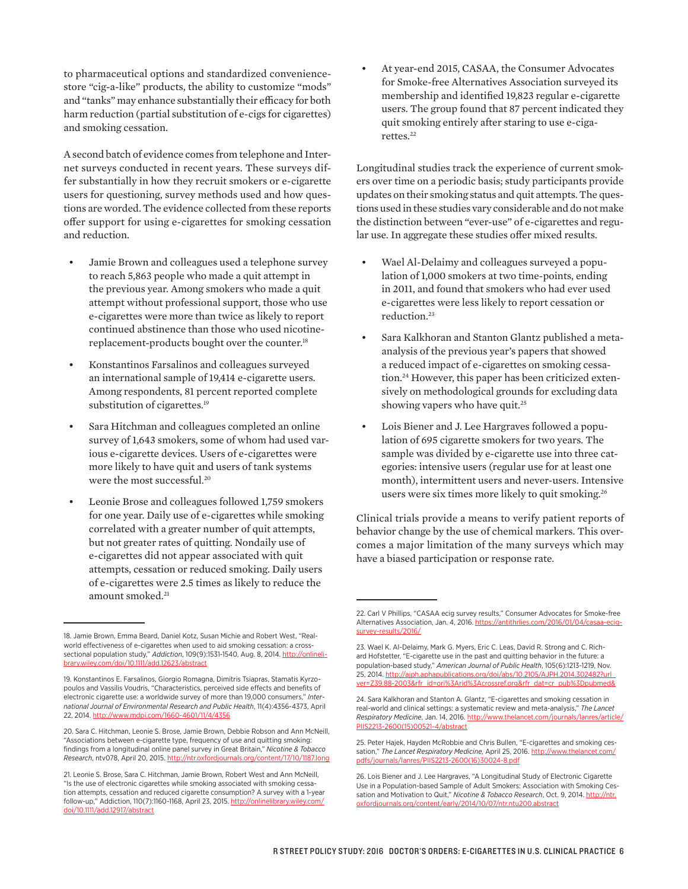to pharmaceutical options and standardized convenience-store "cig-a-like" products, the ability to customize "mods" and "tanks" may enhance substantially their efficacy for both harm reduction (partial substitution of e-cigs for cigarettes) and smoking cessation.

A second batch of evidence comes from telephone and Internet surveys conducted in recent years. These surveys differ substantially in how they recruit smokers or e-cigarette users for questioning, survey methods used and how questions are worded. The evidence collected from these reports offer support for using e-cigarettes for smoking cessation and reduction.

- Jamie Brown and colleagues used a telephone survey to reach 5,863 people who made a quit attempt in the previous year. Among smokers who made a quit attempt without professional support, those who use e-cigarettes were more than twice as likely to report continued abstinence than those who used nicotine-replacement-products bought over the counter.[18]
- Konstantinos Farsalinos and colleagues surveyed an international sample of 19,414 e-cigarette users. Among respondents, 81 percent reported complete substitution of cigarettes.[19]
- Sara Hitchman and colleagues completed an online survey of 1,643 smokers, some of whom had used various e-cigarette devices. Users of e-cigarettes were more likely to have quit and users of tank systems were the most successful.[20]
- Leonie Brose and colleagues followed 1,759 smokers for one year. Daily use of e-cigarettes while smoking correlated with a greater number of quit attempts, but not greater rates of quitting. Nondaily use of e-cigarettes did not appear associated with quit attempts, cessation or reduced smoking. Daily users of e-cigarettes were 2.5 times as likely to reduce the amount smoked.[21]
- At year-end 2015, CASAA, the Consumer Advocates for Smoke-free Alternatives Association surveyed its membership and identified 19,823 regular e-cigarette users. The group found that 87 percent indicated they quit smoking entirely after staring to use e-cigarettes.[22]

Longitudinal studies track the experience of current smokers over time on a periodic basis; study participants provide updates on their smoking status and quit attempts. The questions used in these studies vary considerable and do not make the distinction between "ever-use" of e-cigarettes and regular use. In aggregate these studies offer mixed results.

- Wael Al-Delaimy and colleagues surveyed a population of 1,000 smokers at two time-points, ending in 2011, and found that smokers who had ever used e-cigarettes were less likely to report cessation or reduction.[23]
- Sara Kalkhoran and Stanton Glantz published a meta-analysis of the previous year's papers that showed a reduced impact of e-cigarettes on smoking cessation.[24] However, this paper has been criticized extensively on methodological grounds for excluding data showing vapers who have quit.[25]
- Lois Biener and J. Lee Hargraves followed a population of 695 cigarette smokers for two years. The sample was divided by e-cigarette use into three categories: intensive users (regular use for at least one month), intermittent users and never-users. Intensive users were six times more likely to quit smoking.[26]

Clinical trials provide a means to verify patient reports of behavior change by the use of chemical markers. This overcomes a major limitation of the many surveys which may have a biased participation or response rate.

---

18. Jamie Brown, Emma Beard, Daniel Kotz, Susan Michie and Robert West, "Real-world effectiveness of e-cigarettes when used to aid smoking cessation: a cross-sectional population study," *Addiction*, 109(9):1531-1540, Aug. 8, 2014. http://onlinelibrary.wiley.com/doi/10.1111/add.12623/abstract

19. Konstantinos E. Farsalinos, Giorgio Romagna, Dimitris Tsiapras, Stamatis Kyrzopoulos and Vassilis Voudris, "Characteristics, perceived side effects and benefits of electronic cigarette use: a worldwide survey of more than 19,000 consumers," *International Journal of Environmental Research and Public Health*, 11(4):4356-4373, April 22, 2014. http://www.mdpi.com/1660-4601/11/4/4356

20. Sara C. Hitchman, Leonie S. Brose, Jamie Brown, Debbie Robson and Ann McNeill, "Associations between e-cigarette type, frequency of use and quitting smoking: findings from a longitudinal online panel survey in Great Britain," *Nicotine & Tobacco Research*, ntv078, April 20, 2015. http://ntr.oxfordjournals.org/content/17/10/1187.long

21. Leonie S. Brose, Sara C. Hitchman, Jamie Brown, Robert West and Ann McNeill, "Is the use of electronic cigarettes while smoking associated with smoking cessation attempts, cessation and reduced cigarette consumption? A survey with a 1-year follow-up," Addiction, 110(7):1160-1168, April 23, 2015. http://onlinelibrary.wiley.com/doi/10.1111/add.12917/abstract

22. Carl V Phillips, "CASAA ecig survey results," Consumer Advocates for Smoke-free Alternatives Association, Jan. 4, 2016. https://antithrlies.com/2016/01/04/casaa-ecig-survey-results/2016/

23. Wael K. Al-Delaimy, Mark G. Myers, Eric C. Leas, David R. Strong and C. Richard Hofstetter, "E-cigarette use in the past and quitting behavior in the future: a population-based study," *American Journal of Public Health*, 105(6):1213-1219, Nov. 25, 2014. http://ajph.aphapublications.org/doi/abs/10.2105/AJPH.2014.302482?url_ver=Z39.88-2003&rfr_id=ori%3Arid%3Acrossref.org&rfr_dat=cr_pub%3Dpubmed&

24. Sara Kalkhoran and Stanton A. Glantz, "E-cigarettes and smoking cessation in real-world and clinical settings: a systematic review and meta-analysis," *The Lancet Respiratory Medicine*, Jan. 14, 2016. http://www.thelancet.com/journals/lanres/article/PIIS2213-2600(15)00521-4/abstract

25. Peter Hajek, Hayden McRobbie and Chris Bullen, "E-cigarettes and smoking cessation," *The Lancet Respiratory Medicine,* April 25, 2016. http://www.thelancet.com/pdfs/journals/lanres/PIIS2213-2600(16)30024-8.pdf

26. Lois Biener and J. Lee Hargraves, "A Longitudinal Study of Electronic Cigarette Use in a Population-based Sample of Adult Smokers: Association with Smoking Cessation and Motivation to Quit," *Nicotine & Tobacco Research*, Oct. 9, 2014. http://ntr.oxfordjournals.org/content/early/2014/10/07/ntr.ntu200.abstract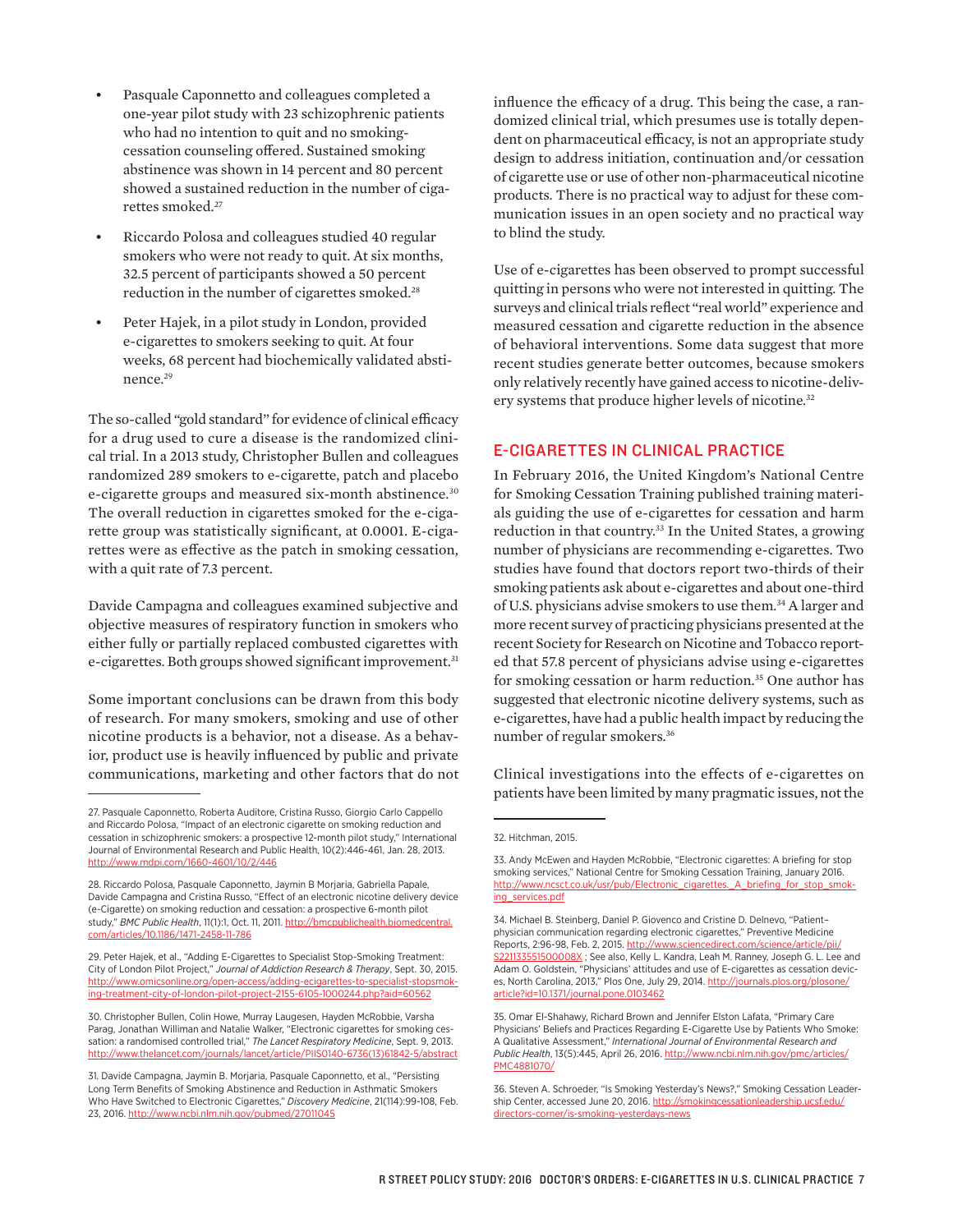- Pasquale Caponnetto and colleagues completed a one-year pilot study with 23 schizophrenic patients who had no intention to quit and no smoking-cessation counseling offered. Sustained smoking abstinence was shown in 14 percent and 80 percent showed a sustained reduction in the number of cigarettes smoked.[27]
- Riccardo Polosa and colleagues studied 40 regular smokers who were not ready to quit. At six months, 32.5 percent of participants showed a 50 percent reduction in the number of cigarettes smoked.[28]
- Peter Hajek, in a pilot study in London, provided e-cigarettes to smokers seeking to quit. At four weeks, 68 percent had biochemically validated abstinence.[29]

The so-called "gold standard" for evidence of clinical efficacy for a drug used to cure a disease is the randomized clinical trial. In a 2013 study, Christopher Bullen and colleagues randomized 289 smokers to e-cigarette, patch and placebo e-cigarette groups and measured six-month abstinence.[30] The overall reduction in cigarettes smoked for the e-cigarette group was statistically significant, at 0.0001. E-cigarettes were as effective as the patch in smoking cessation, with a quit rate of 7.3 percent.

Davide Campagna and colleagues examined subjective and objective measures of respiratory function in smokers who either fully or partially replaced combusted cigarettes with e-cigarettes. Both groups showed significant improvement.[31]

Some important conclusions can be drawn from this body of research. For many smokers, smoking and use of other nicotine products is a behavior, not a disease. As a behavior, product use is heavily influenced by public and private communications, marketing and other factors that do not influence the efficacy of a drug. This being the case, a randomized clinical trial, which presumes use is totally dependent on pharmaceutical efficacy, is not an appropriate study design to address initiation, continuation and/or cessation of cigarette use or use of other non-pharmaceutical nicotine products. There is no practical way to adjust for these communication issues in an open society and no practical way to blind the study.

Use of e-cigarettes has been observed to prompt successful quitting in persons who were not interested in quitting. The surveys and clinical trials reflect "real world" experience and measured cessation and cigarette reduction in the absence of behavioral interventions. Some data suggest that more recent studies generate better outcomes, because smokers only relatively recently have gained access to nicotine-delivery systems that produce higher levels of nicotine.[32]

## E-CIGARETTES IN CLINICAL PRACTICE

In February 2016, the United Kingdom's National Centre for Smoking Cessation Training published training materials guiding the use of e-cigarettes for cessation and harm reduction in that country.[33] In the United States, a growing number of physicians are recommending e-cigarettes. Two studies have found that doctors report two-thirds of their smoking patients ask about e-cigarettes and about one-third of U.S. physicians advise smokers to use them.[34] A larger and more recent survey of practicing physicians presented at the recent Society for Research on Nicotine and Tobacco reported that 57.8 percent of physicians advise using e-cigarettes for smoking cessation or harm reduction.[35] One author has suggested that electronic nicotine delivery systems, such as e-cigarettes, have had a public health impact by reducing the number of regular smokers.[36]

Clinical investigations into the effects of e-cigarettes on patients have been limited by many pragmatic issues, not the

---

27. Pasquale Caponnetto, Roberta Auditore, Cristina Russo, Giorgio Carlo Cappello and Riccardo Polosa, "Impact of an electronic cigarette on smoking reduction and cessation in schizophrenic smokers: a prospective 12-month pilot study," International Journal of Environmental Research and Public Health, 10(2):446-461, Jan. 28, 2013. http://www.mdpi.com/1660-4601/10/2/446

28. Riccardo Polosa, Pasquale Caponnetto, Jaymin B Morjaria, Gabriella Papale, Davide Campagna and Cristina Russo, "Effect of an electronic nicotine delivery device (e-Cigarette) on smoking reduction and cessation: a prospective 6-month pilot study," *BMC Public Health*, 11(1):1, Oct. 11, 2011. http://bmcpublichealth.biomedcentral.com/articles/10.1186/1471-2458-11-786

29. Peter Hajek, et al., "Adding E-Cigarettes to Specialist Stop-Smoking Treatment: City of London Pilot Project," *Journal of Addiction Research & Therapy*, Sept. 30, 2015. http://www.omicsonline.org/open-access/adding-ecigarettes-to-specialist-stopsmoking-treatment-city-of-london-pilot-project-2155-6105-1000244.php?aid=60562

30. Christopher Bullen, Colin Howe, Murray Laugesen, Hayden McRobbie, Varsha Parag, Jonathan Williman and Natalie Walker, "Electronic cigarettes for smoking cessation: a randomised controlled trial," *The Lancet Respiratory Medicine*, Sept. 9, 2013. http://www.thelancet.com/journals/lancet/article/PIIS0140-6736(13)61842-5/abstract

31. Davide Campagna, Jaymin B. Morjaria, Pasquale Caponnetto, et al., "Persisting Long Term Benefits of Smoking Abstinence and Reduction in Asthmatic Smokers Who Have Switched to Electronic Cigarettes," *Discovery Medicine*, 21(114):99-108, Feb. 23, 2016. http://www.ncbi.nlm.nih.gov/pubmed/27011045

32. Hitchman, 2015.

33. Andy McEwen and Hayden McRobbie, "Electronic cigarettes: A briefing for stop smoking services," National Centre for Smoking Cessation Training, January 2016. http://www.ncsct.co.uk/usr/pub/Electronic_cigarettes._A_briefing_for_stop_smoking_services.pdf

34. Michael B. Steinberg, Daniel P. Giovenco and Cristine D. Delnevo, "Patient–physician communication regarding electronic cigarettes," Preventive Medicine Reports, 2:96-98, Feb. 2, 2015. http://www.sciencedirect.com/science/article/pii/S221133551500008X ; See also, Kelly L. Kandra, Leah M. Ranney, Joseph G. L. Lee and Adam O. Goldstein, "Physicians' attitudes and use of E-cigarettes as cessation devices, North Carolina, 2013," Plos One, July 29, 2014. http://journals.plos.org/plosone/article?id=10.1371/journal.pone.0103462

35. Omar El-Shahawy, Richard Brown and Jennifer Elston Lafata, "Primary Care Physicians' Beliefs and Practices Regarding E-Cigarette Use by Patients Who Smoke: A Qualitative Assessment," *International Journal of Environmental Research and Public Health*, 13(5):445, April 26, 2016. http://www.ncbi.nlm.nih.gov/pmc/articles/PMC4881070/

36. Steven A. Schroeder, "Is Smoking Yesterday's News?," Smoking Cessation Leadership Center, accessed June 20, 2016. http://smokingcessationleadership.ucsf.edu/directors-corner/is-smoking-yesterdays-news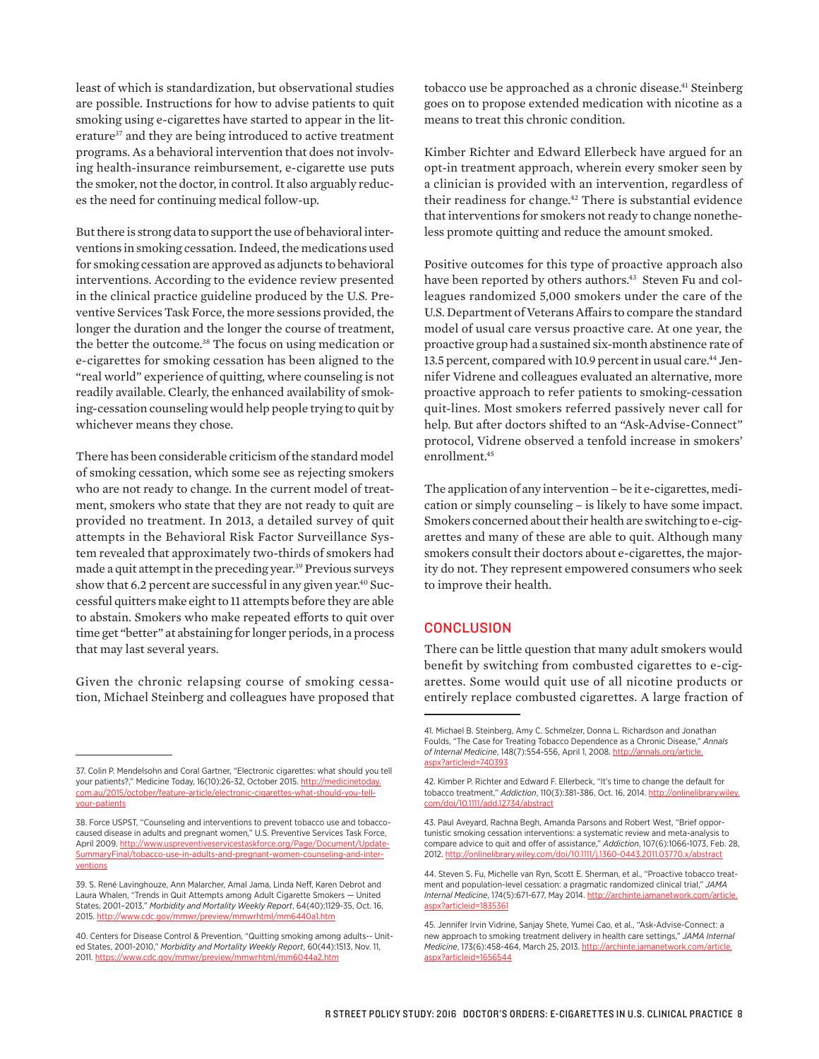least of which is standardization, but observational studies are possible. Instructions for how to advise patients to quit smoking using e-cigarettes have started to appear in the literature[37] and they are being introduced to active treatment programs. As a behavioral intervention that does not involving health-insurance reimbursement, e-cigarette use puts the smoker, not the doctor, in control. It also arguably reduces the need for continuing medical follow-up.

But there is strong data to support the use of behavioral interventions in smoking cessation. Indeed, the medications used for smoking cessation are approved as adjuncts to behavioral interventions. According to the evidence review presented in the clinical practice guideline produced by the U.S. Preventive Services Task Force, the more sessions provided, the longer the duration and the longer the course of treatment, the better the outcome.[38] The focus on using medication or e-cigarettes for smoking cessation has been aligned to the "real world" experience of quitting, where counseling is not readily available. Clearly, the enhanced availability of smoking-cessation counseling would help people trying to quit by whichever means they chose.

There has been considerable criticism of the standard model of smoking cessation, which some see as rejecting smokers who are not ready to change. In the current model of treatment, smokers who state that they are not ready to quit are provided no treatment. In 2013, a detailed survey of quit attempts in the Behavioral Risk Factor Surveillance System revealed that approximately two-thirds of smokers had made a quit attempt in the preceding year.[39] Previous surveys show that 6.2 percent are successful in any given year.[40] Successful quitters make eight to 11 attempts before they are able to abstain. Smokers who make repeated efforts to quit over time get "better" at abstaining for longer periods, in a process that may last several years.

Given the chronic relapsing course of smoking cessation, Michael Steinberg and colleagues have proposed that tobacco use be approached as a chronic disease.[41] Steinberg goes on to propose extended medication with nicotine as a means to treat this chronic condition.

Kimber Richter and Edward Ellerbeck have argued for an opt-in treatment approach, wherein every smoker seen by a clinician is provided with an intervention, regardless of their readiness for change.[42] There is substantial evidence that interventions for smokers not ready to change nonetheless promote quitting and reduce the amount smoked.

Positive outcomes for this type of proactive approach also have been reported by others authors.[43] Steven Fu and colleagues randomized 5,000 smokers under the care of the U.S. Department of Veterans Affairs to compare the standard model of usual care versus proactive care. At one year, the proactive group had a sustained six-month abstinence rate of 13.5 percent, compared with 10.9 percent in usual care.[44] Jennifer Vidrene and colleagues evaluated an alternative, more proactive approach to refer patients to smoking-cessation quit-lines. Most smokers referred passively never call for help. But after doctors shifted to an "Ask-Advise-Connect" protocol, Vidrene observed a tenfold increase in smokers' enrollment.[45]

The application of any intervention – be it e-cigarettes, medication or simply counseling – is likely to have some impact. Smokers concerned about their health are switching to e-cigarettes and many of these are able to quit. Although many smokers consult their doctors about e-cigarettes, the majority do not. They represent empowered consumers who seek to improve their health.

## CONCLUSION

There can be little question that many adult smokers would benefit by switching from combusted cigarettes to e-cigarettes. Some would quit use of all nicotine products or entirely replace combusted cigarettes. A large fraction of

---

37. Colin P. Mendelsohn and Coral Gartner, "Electronic cigarettes: what should you tell your patients?," Medicine Today, 16(10):26-32, October 2015. http://medicinetoday.com.au/2015/october/feature-article/electronic-cigarettes-what-should-you-tell-your-patients

38. Force USPST, "Counseling and interventions to prevent tobacco use and tobacco-caused disease in adults and pregnant women," U.S. Preventive Services Task Force, April 2009. http://www.uspreventiveservicestaskforce.org/Page/Document/UpdateSummaryFinal/tobacco-use-in-adults-and-pregnant-women-counseling-and-interventions

39. S. René Lavinghouze, Ann Malarcher, Amal Jama, Linda Neff, Karen Debrot and Laura Whalen, "Trends in Quit Attempts among Adult Cigarette Smokers — United States, 2001–2013," *Morbidity and Mortality Weekly Report*, 64(40);1129-35, Oct. 16, 2015. http://www.cdc.gov/mmwr/preview/mmwrhtml/mm6440a1.htm

40. Centers for Disease Control & Prevention, "Quitting smoking among adults-- United States, 2001-2010," *Morbidity and Mortality Weekly Report*, 60(44):1513, Nov. 11, 2011. https://www.cdc.gov/mmwr/preview/mmwrhtml/mm6044a2.htm

41. Michael B. Steinberg, Amy C. Schmelzer, Donna L. Richardson and Jonathan Foulds, "The Case for Treating Tobacco Dependence as a Chronic Disease," *Annals of Internal Medicine*, 148(7):554-556, April 1, 2008. http://annals.org/article.aspx?articleid=740393

42. Kimber P. Richter and Edward F. Ellerbeck, "It's time to change the default for tobacco treatment," *Addiction*, 110(3):381-386, Oct. 16, 2014. http://onlinelibrary.wiley.com/doi/10.1111/add.12734/abstract

43. Paul Aveyard, Rachna Begh, Amanda Parsons and Robert West, "Brief opportunistic smoking cessation interventions: a systematic review and meta-analysis to compare advice to quit and offer of assistance," *Addiction*, 107(6):1066-1073, Feb. 28, 2012. http://onlinelibrary.wiley.com/doi/10.1111/j.1360-0443.2011.03770.x/abstract

44. Steven S. Fu, Michelle van Ryn, Scott E. Sherman, et al., "Proactive tobacco treatment and population-level cessation: a pragmatic randomized clinical trial," *JAMA Internal Medicine*, 174(5):671-677, May 2014. http://archinte.jamanetwork.com/article.aspx?articleid=1835361

45. Jennifer Irvin Vidrine, Sanjay Shete, Yumei Cao, et al., "Ask-Advise-Connect: a new approach to smoking treatment delivery in health care settings," *JAMA Internal Medicine*, 173(6):458-464, March 25, 2013. http://archinte.jamanetwork.com/article.aspx?articleid=1656544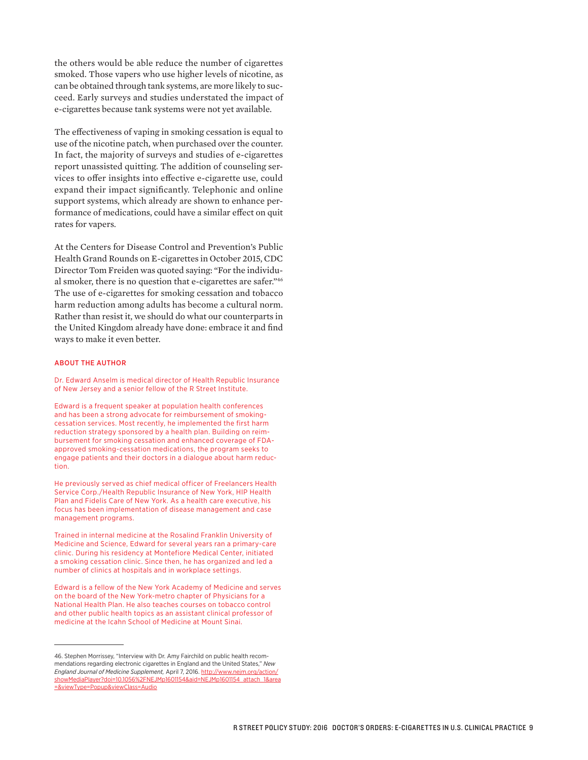the others would be able reduce the number of cigarettes smoked. Those vapers who use higher levels of nicotine, as can be obtained through tank systems, are more likely to succeed. Early surveys and studies understated the impact of e-cigarettes because tank systems were not yet available.

The effectiveness of vaping in smoking cessation is equal to use of the nicotine patch, when purchased over the counter. In fact, the majority of surveys and studies of e-cigarettes report unassisted quitting. The addition of counseling services to offer insights into effective e-cigarette use, could expand their impact significantly. Telephonic and online support systems, which already are shown to enhance performance of medications, could have a similar effect on quit rates for vapers.

At the Centers for Disease Control and Prevention's Public Health Grand Rounds on E-cigarettes in October 2015, CDC Director Tom Freiden was quoted saying: "For the individual smoker, there is no question that e-cigarettes are safer."[46] The use of e-cigarettes for smoking cessation and tobacco harm reduction among adults has become a cultural norm. Rather than resist it, we should do what our counterparts in the United Kingdom already have done: embrace it and find ways to make it even better.

## ABOUT THE AUTHOR

Dr. Edward Anselm is medical director of Health Republic Insurance of New Jersey and a senior fellow of the R Street Institute.

Edward is a frequent speaker at population health conferences and has been a strong advocate for reimbursement of smoking-cessation services. Most recently, he implemented the first harm reduction strategy sponsored by a health plan. Building on reimbursement for smoking cessation and enhanced coverage of FDA-approved smoking-cessation medications, the program seeks to engage patients and their doctors in a dialogue about harm reduction.

He previously served as chief medical officer of Freelancers Health Service Corp./Health Republic Insurance of New York, HIP Health Plan and Fidelis Care of New York. As a health care executive, his focus has been implementation of disease management and case management programs.

Trained in internal medicine at the Rosalind Franklin University of Medicine and Science, Edward for several years ran a primary-care clinic. During his residency at Montefiore Medical Center, initiated a smoking cessation clinic. Since then, he has organized and led a number of clinics at hospitals and in workplace settings.

Edward is a fellow of the New York Academy of Medicine and serves on the board of the New York-metro chapter of Physicians for a National Health Plan. He also teaches courses on tobacco control and other public health topics as an assistant clinical professor of medicine at the Icahn School of Medicine at Mount Sinai.

---

46. Stephen Morrissey, "Interview with Dr. Amy Fairchild on public health recommendations regarding electronic cigarettes in England and the United States," *New England Journal of Medicine Supplement,* April 7, 2016. http://www.nejm.org/action/showMediaPlayer?doi=10.1056%2FNEJMp1601154&aid=NEJMp1601154_attach_1&area=&viewType=Popup&viewClass=Audio